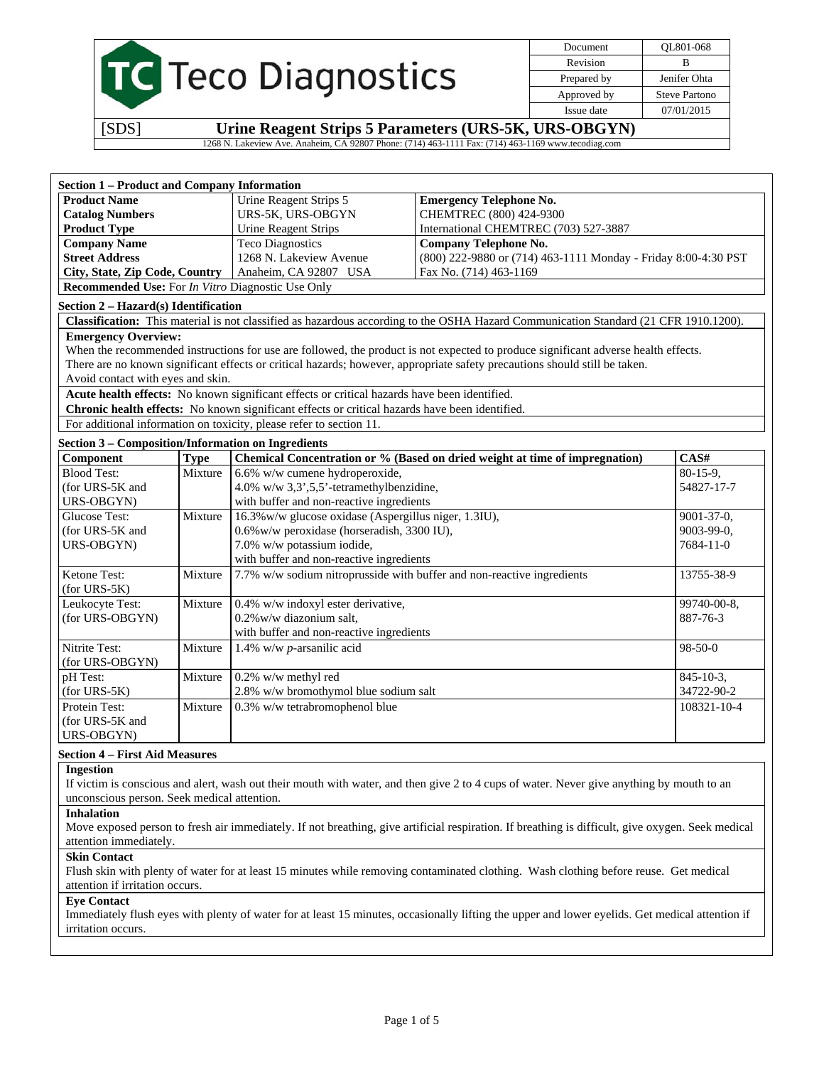# Teco Diagnostics

| Document | QL801-068 |
|---|---|
| Revision | B |
| Prepared by | Jenifer Ohta |
| Approved by | Steve Partono |
| Issue date | 07/01/2015 |

**[SDS] Urine Reagent Strips 5 Parameters (URS-5K, URS-OBGYN)**

1268 N. Lakeview Ave. Anaheim, CA 92807 Phone: (714) 463-1111 Fax: (714) 463-1169 www.tecodiag.com

## Section 1 – Product and Company Information

| | | |
|---|---|---|
| **Product Name** | Urine Reagent Strips 5 | **Emergency Telephone No.** |
| **Catalog Numbers** | URS-5K, URS-OBGYN | CHEMTREC (800) 424-9300 |
| **Product Type** | Urine Reagent Strips | International CHEMTREC (703) 527-3887 |
| **Company Name** | Teco Diagnostics | **Company Telephone No.** |
| **Street Address** | 1268 N. Lakeview Avenue | (800) 222-9880 or (714) 463-1111 Monday - Friday 8:00-4:30 PST |
| **City, State, Zip Code, Country** | Anaheim, CA 92807 USA | Fax No. (714) 463-1169 |

**Recommended Use:** For *In Vitro* Diagnostic Use Only

## Section 2 – Hazard(s) Identification

**Classification:** This material is not classified as hazardous according to the OSHA Hazard Communication Standard (21 CFR 1910.1200).

**Emergency Overview:**
When the recommended instructions for use are followed, the product is not expected to produce significant adverse health effects.
There are no known significant effects or critical hazards; however, appropriate safety precautions should still be taken.
Avoid contact with eyes and skin.

**Acute health effects:** No known significant effects or critical hazards have been identified.

**Chronic health effects:** No known significant effects or critical hazards have been identified.

For additional information on toxicity, please refer to section 11.

## Section 3 – Composition/Information on Ingredients

| Component | Type | Chemical Concentration or % (Based on dried weight at time of impregnation) | CAS# |
|---|---|---|---|
| Blood Test: (for URS-5K and URS-OBGYN) | Mixture | 6.6% w/w cumene hydroperoxide, 4.0% w/w 3,3',5,5'-tetramethylbenzidine, with buffer and non-reactive ingredients | 80-15-9, 54827-17-7 |
| Glucose Test: (for URS-5K and URS-OBGYN) | Mixture | 16.3%w/w glucose oxidase (Aspergillus niger, 1.3IU), 0.6%w/w peroxidase (horseradish, 3300 IU), 7.0% w/w potassium iodide, with buffer and non-reactive ingredients | 9001-37-0, 9003-99-0, 7684-11-0 |
| Ketone Test: (for URS-5K) | Mixture | 7.7% w/w sodium nitroprusside with buffer and non-reactive ingredients | 13755-38-9 |
| Leukocyte Test: (for URS-OBGYN) | Mixture | 0.4% w/w indoxyl ester derivative, 0.2%w/w diazonium salt, with buffer and non-reactive ingredients | 99740-00-8, 887-76-3 |
| Nitrite Test: (for URS-OBGYN) | Mixture | 1.4% w/w *p*-arsanilic acid | 98-50-0 |
| pH Test: (for URS-5K) | Mixture | 0.2% w/w methyl red 2.8% w/w bromothymol blue sodium salt | 845-10-3, 34722-90-2 |
| Protein Test: (for URS-5K and URS-OBGYN) | Mixture | 0.3% w/w tetrabromophenol blue | 108321-10-4 |

## Section 4 – First Aid Measures

**Ingestion**
If victim is conscious and alert, wash out their mouth with water, and then give 2 to 4 cups of water. Never give anything by mouth to an unconscious person. Seek medical attention.

**Inhalation**
Move exposed person to fresh air immediately. If not breathing, give artificial respiration. If breathing is difficult, give oxygen. Seek medical attention immediately.

**Skin Contact**
Flush skin with plenty of water for at least 15 minutes while removing contaminated clothing. Wash clothing before reuse. Get medical attention if irritation occurs.

**Eye Contact**
Immediately flush eyes with plenty of water for at least 15 minutes, occasionally lifting the upper and lower eyelids. Get medical attention if irritation occurs.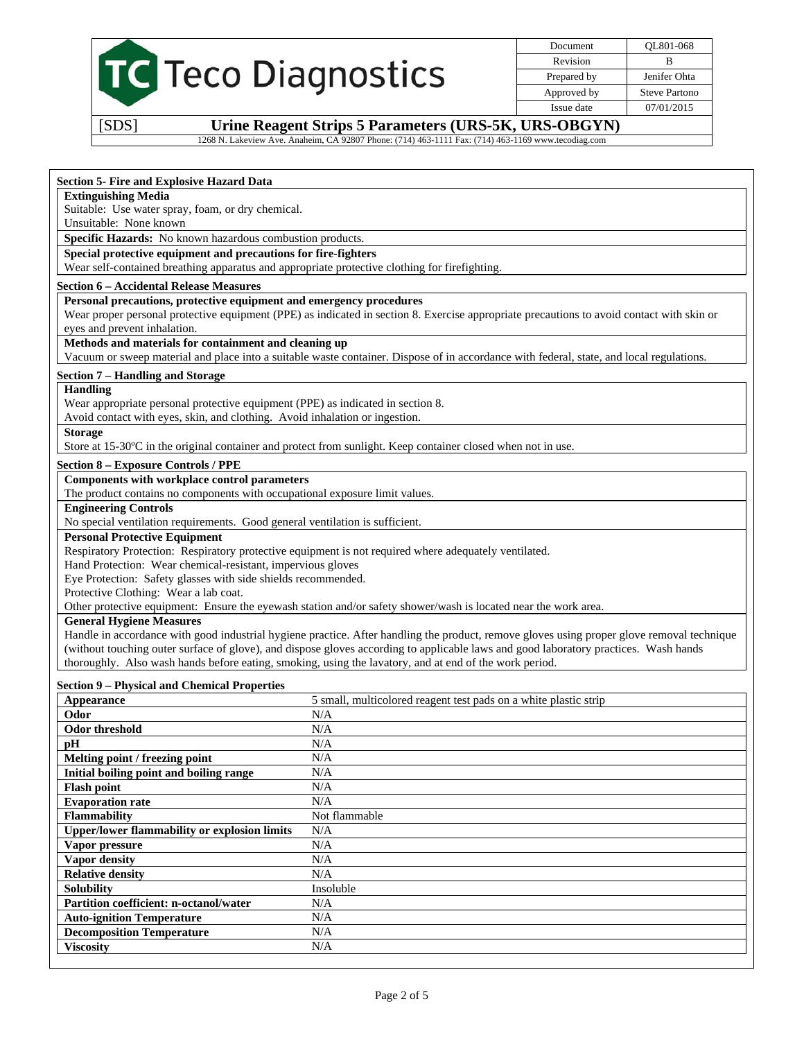## Section 5- Fire and Explosive Hazard Data

**Extinguishing Media**

Suitable: Use water spray, foam, or dry chemical.

Unsuitable: None known

**Specific Hazards:** No known hazardous combustion products.

**Special protective equipment and precautions for fire-fighters**

Wear self-contained breathing apparatus and appropriate protective clothing for firefighting.

## Section 6 – Accidental Release Measures

**Personal precautions, protective equipment and emergency procedures**

Wear proper personal protective equipment (PPE) as indicated in section 8. Exercise appropriate precautions to avoid contact with skin or eyes and prevent inhalation.

**Methods and materials for containment and cleaning up**

Vacuum or sweep material and place into a suitable waste container. Dispose of in accordance with federal, state, and local regulations.

## Section 7 – Handling and Storage

**Handling**

Wear appropriate personal protective equipment (PPE) as indicated in section 8.

Avoid contact with eyes, skin, and clothing. Avoid inhalation or ingestion.

**Storage**

Store at 15-30ºC in the original container and protect from sunlight. Keep container closed when not in use.

## Section 8 – Exposure Controls / PPE

**Components with workplace control parameters**

The product contains no components with occupational exposure limit values.

**Engineering Controls**

No special ventilation requirements. Good general ventilation is sufficient.

**Personal Protective Equipment**

Respiratory Protection: Respiratory protective equipment is not required where adequately ventilated.

Hand Protection: Wear chemical-resistant, impervious gloves

Eye Protection: Safety glasses with side shields recommended.

Protective Clothing: Wear a lab coat.

Other protective equipment: Ensure the eyewash station and/or safety shower/wash is located near the work area.

**General Hygiene Measures**

Handle in accordance with good industrial hygiene practice. After handling the product, remove gloves using proper glove removal technique (without touching outer surface of glove), and dispose gloves according to applicable laws and good laboratory practices. Wash hands thoroughly. Also wash hands before eating, smoking, using the lavatory, and at end of the work period.

## Section 9 – Physical and Chemical Properties

| Property | Value |
|---|---|
| **Appearance** | 5 small, multicolored reagent test pads on a white plastic strip |
| **Odor** | N/A |
| **Odor threshold** | N/A |
| **pH** | N/A |
| **Melting point / freezing point** | N/A |
| **Initial boiling point and boiling range** | N/A |
| **Flash point** | N/A |
| **Evaporation rate** | N/A |
| **Flammability** | Not flammable |
| **Upper/lower flammability or explosion limits** | N/A |
| **Vapor pressure** | N/A |
| **Vapor density** | N/A |
| **Relative density** | N/A |
| **Solubility** | Insoluble |
| **Partition coefficient: n-octanol/water** | N/A |
| **Auto-ignition Temperature** | N/A |
| **Decomposition Temperature** | N/A |
| **Viscosity** | N/A |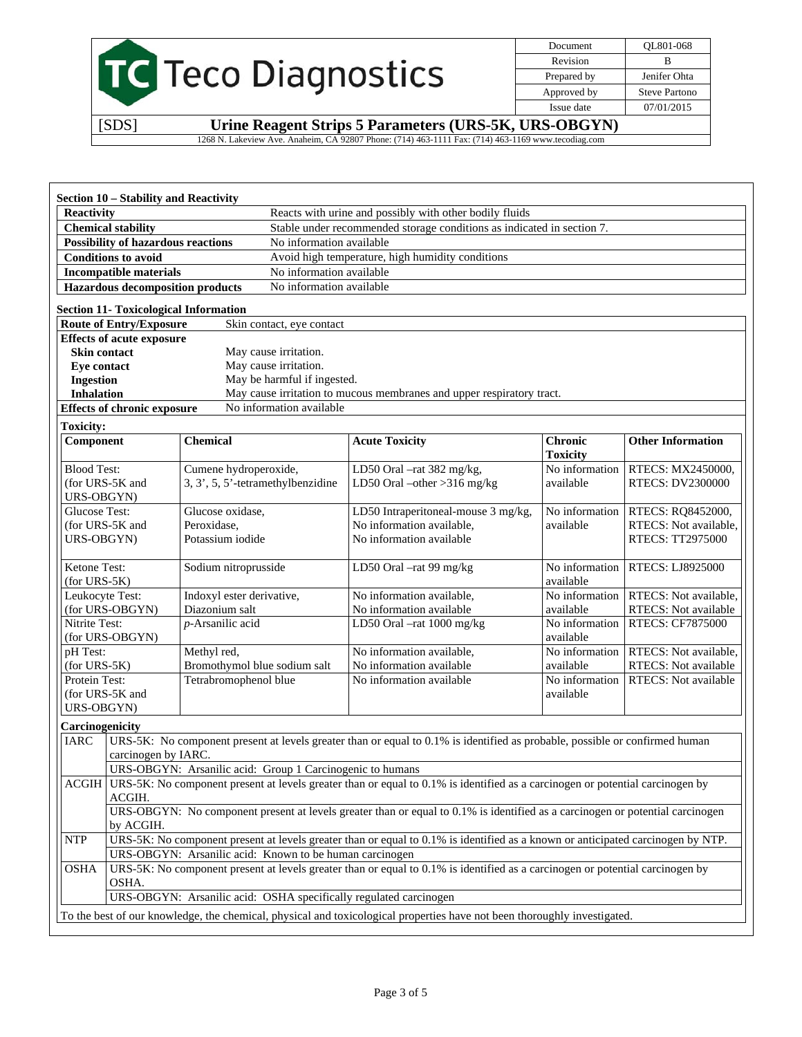## Section 10 – Stability and Reactivity

| | |
|---|---|
| **Reactivity** | Reacts with urine and possibly with other bodily fluids |
| **Chemical stability** | Stable under recommended storage conditions as indicated in section 7. |
| **Possibility of hazardous reactions** | No information available |
| **Conditions to avoid** | Avoid high temperature, high humidity conditions |
| **Incompatible materials** | No information available |
| **Hazardous decomposition products** | No information available |

## Section 11- Toxicological Information

| | |
|---|---|
| **Route of Entry/Exposure** | Skin contact, eye contact |
| **Effects of acute exposure** | |
| **Skin contact** | May cause irritation. |
| **Eye contact** | May cause irritation. |
| **Ingestion** | May be harmful if ingested. |
| **Inhalation** | May cause irritation to mucous membranes and upper respiratory tract. |
| **Effects of chronic exposure** | No information available |

**Toxicity:**

| Component | Chemical | Acute Toxicity | Chronic Toxicity | Other Information |
|---|---|---|---|---|
| Blood Test: (for URS-5K and URS-OBGYN) | Cumene hydroperoxide, 3, 3', 5, 5'-tetramethylbenzidine | LD50 Oral –rat 382 mg/kg, LD50 Oral –other >316 mg/kg | No information available | RTECS: MX2450000, RTECS: DV2300000 |
| Glucose Test: (for URS-5K and URS-OBGYN) | Glucose oxidase, Peroxidase, Potassium iodide | LD50 Intraperitoneal-mouse 3 mg/kg, No information available, No information available | No information available | RTECS: RQ8452000, RTECS: Not available, RTECS: TT2975000 |
| Ketone Test: (for URS-5K) | Sodium nitroprusside | LD50 Oral –rat 99 mg/kg | No information available | RTECS: LJ8925000 |
| Leukocyte Test: (for URS-OBGYN) | Indoxyl ester derivative, Diazonium salt | No information available, No information available | No information available | RTECS: Not available, RTECS: Not available |
| Nitrite Test: (for URS-OBGYN) | *p*-Arsanilic acid | LD50 Oral –rat 1000 mg/kg | No information available | RTECS: CF7875000 |
| pH Test: (for URS-5K) | Methyl red, Bromothymol blue sodium salt | No information available, No information available | No information available | RTECS: Not available, RTECS: Not available |
| Protein Test: (for URS-5K and URS-OBGYN) | Tetrabromophenol blue | No information available | No information available | RTECS: Not available |

**Carcinogenicity**

| | |
|---|---|
| IARC | URS-5K: No component present at levels greater than or equal to 0.1% is identified as probable, possible or confirmed human carcinogen by IARC. |
| | URS-OBGYN: Arsanilic acid: Group 1 Carcinogenic to humans |
| ACGIH | URS-5K: No component present at levels greater than or equal to 0.1% is identified as a carcinogen or potential carcinogen by ACGIH. |
| | URS-OBGYN: No component present at levels greater than or equal to 0.1% is identified as a carcinogen or potential carcinogen by ACGIH. |
| NTP | URS-5K: No component present at levels greater than or equal to 0.1% is identified as a known or anticipated carcinogen by NTP. |
| | URS-OBGYN: Arsanilic acid: Known to be human carcinogen |
| OSHA | URS-5K: No component present at levels greater than or equal to 0.1% is identified as a carcinogen or potential carcinogen by OSHA. |
| | URS-OBGYN: Arsanilic acid: OSHA specifically regulated carcinogen |

To the best of our knowledge, the chemical, physical and toxicological properties have not been thoroughly investigated.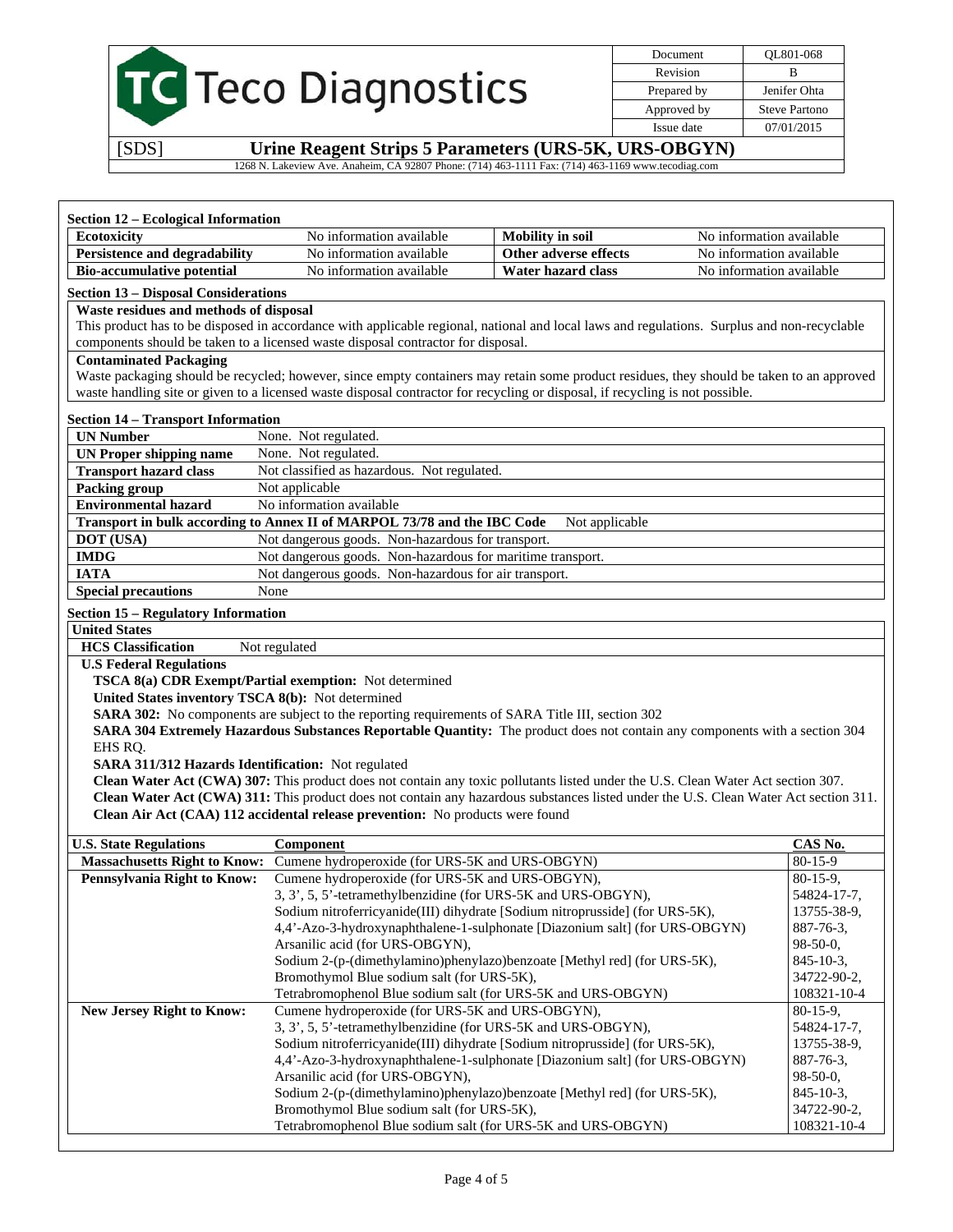## Section 12 – Ecological Information

| Ecotoxicity | No information available | Mobility in soil | No information available |
|---|---|---|---|
| Persistence and degradability | No information available | Other adverse effects | No information available |
| Bio-accumulative potential | No information available | Water hazard class | No information available |

## Section 13 – Disposal Considerations

**Waste residues and methods of disposal**

This product has to be disposed in accordance with applicable regional, national and local laws and regulations. Surplus and non-recyclable components should be taken to a licensed waste disposal contractor for disposal.

**Contaminated Packaging**

Waste packaging should be recycled; however, since empty containers may retain some product residues, they should be taken to an approved waste handling site or given to a licensed waste disposal contractor for recycling or disposal, if recycling is not possible.

## Section 14 – Transport Information

| | |
|---|---|
| **UN Number** | None. Not regulated. |
| **UN Proper shipping name** | None. Not regulated. |
| **Transport hazard class** | Not classified as hazardous. Not regulated. |
| **Packing group** | Not applicable |
| **Environmental hazard** | No information available |
| **Transport in bulk according to Annex II of MARPOL 73/78 and the IBC Code** | Not applicable |
| **DOT (USA)** | Not dangerous goods. Non-hazardous for transport. |
| **IMDG** | Not dangerous goods. Non-hazardous for maritime transport. |
| **IATA** | Not dangerous goods. Non-hazardous for air transport. |
| **Special precautions** | None |

## Section 15 – Regulatory Information

**United States**

**HCS Classification** Not regulated

**U.S Federal Regulations**

**TSCA 8(a) CDR Exempt/Partial exemption:** Not determined

**United States inventory TSCA 8(b):** Not determined

**SARA 302:** No components are subject to the reporting requirements of SARA Title III, section 302

**SARA 304 Extremely Hazardous Substances Reportable Quantity:** The product does not contain any components with a section 304 EHS RQ.

**SARA 311/312 Hazards Identification:** Not regulated

**Clean Water Act (CWA) 307:** This product does not contain any toxic pollutants listed under the U.S. Clean Water Act section 307.

**Clean Water Act (CWA) 311:** This product does not contain any hazardous substances listed under the U.S. Clean Water Act section 311.

**Clean Air Act (CAA) 112 accidental release prevention:** No products were found

| U.S. State Regulations | Component | CAS No. |
|---|---|---|
| **Massachusetts Right to Know:** | Cumene hydroperoxide (for URS-5K and URS-OBGYN) | 80-15-9 |
| **Pennsylvania Right to Know:** | Cumene hydroperoxide (for URS-5K and URS-OBGYN), | 80-15-9, |
| | 3, 3', 5, 5'-tetramethylbenzidine (for URS-5K and URS-OBGYN), | 54824-17-7, |
| | Sodium nitroferricyanide(III) dihydrate [Sodium nitroprusside] (for URS-5K), | 13755-38-9, |
| | 4,4'-Azo-3-hydroxynaphthalene-1-sulphonate [Diazonium salt] (for URS-OBGYN) | 887-76-3, |
| | Arsanilic acid (for URS-OBGYN), | 98-50-0, |
| | Sodium 2-(p-(dimethylamino)phenylazo)benzoate [Methyl red] (for URS-5K), | 845-10-3, |
| | Bromothymol Blue sodium salt (for URS-5K), | 34722-90-2, |
| | Tetrabromophenol Blue sodium salt (for URS-5K and URS-OBGYN) | 108321-10-4 |
| **New Jersey Right to Know:** | Cumene hydroperoxide (for URS-5K and URS-OBGYN), | 80-15-9, |
| | 3, 3', 5, 5'-tetramethylbenzidine (for URS-5K and URS-OBGYN), | 54824-17-7, |
| | Sodium nitroferricyanide(III) dihydrate [Sodium nitroprusside] (for URS-5K), | 13755-38-9, |
| | 4,4'-Azo-3-hydroxynaphthalene-1-sulphonate [Diazonium salt] (for URS-OBGYN) | 887-76-3, |
| | Arsanilic acid (for URS-OBGYN), | 98-50-0, |
| | Sodium 2-(p-(dimethylamino)phenylazo)benzoate [Methyl red] (for URS-5K), | 845-10-3, |
| | Bromothymol Blue sodium salt (for URS-5K), | 34722-90-2, |
| | Tetrabromophenol Blue sodium salt (for URS-5K and URS-OBGYN) | 108321-10-4 |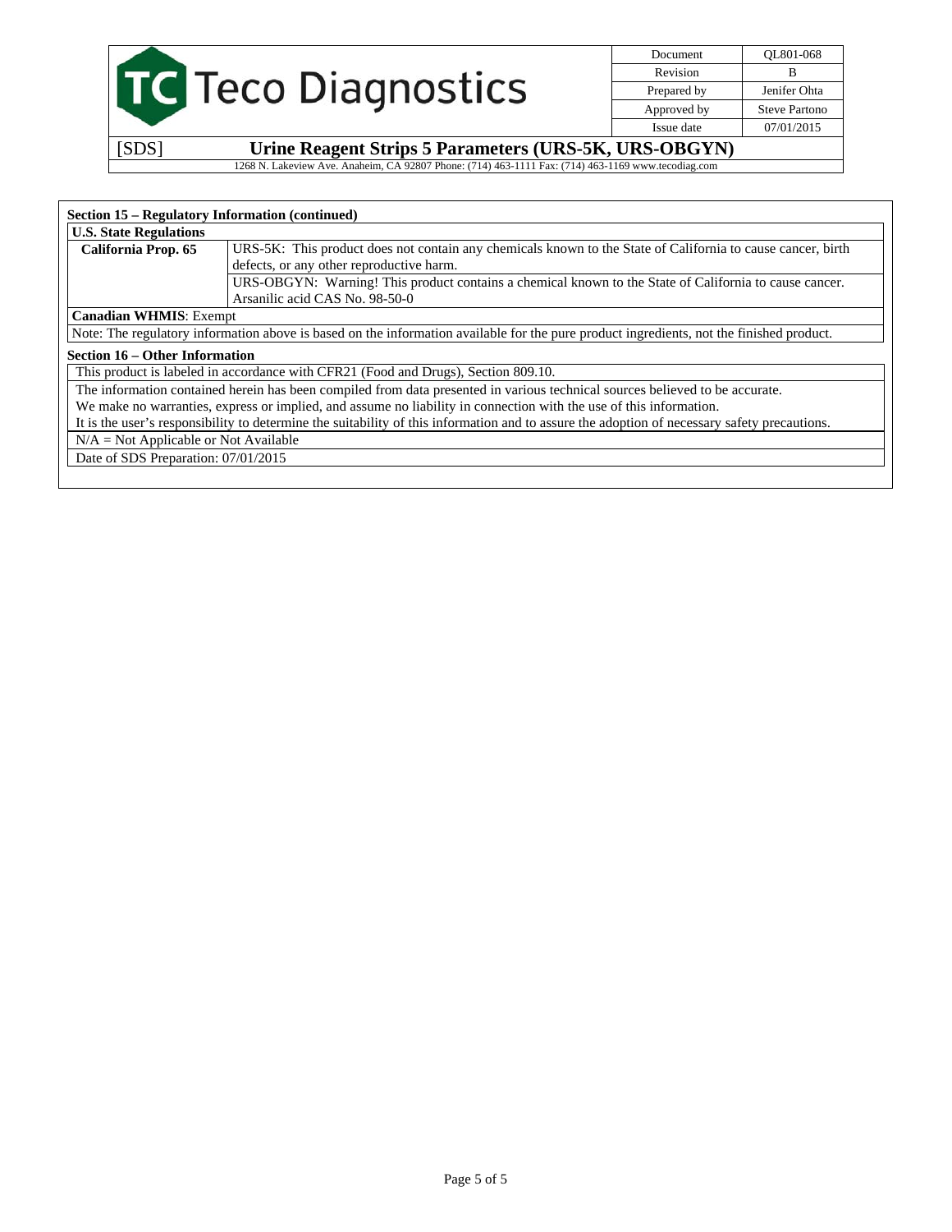**Section 15 – Regulatory Information (continued)**

| | |
|---|---|
| **U.S. State Regulations** | |
| **California Prop. 65** | URS-5K: This product does not contain any chemicals known to the State of California to cause cancer, birth defects, or any other reproductive harm. |
| | URS-OBGYN: Warning! This product contains a chemical known to the State of California to cause cancer. Arsanilic acid CAS No. 98-50-0 |
| **Canadian WHMIS**: Exempt | |
| Note: The regulatory information above is based on the information available for the pure product ingredients, not the finished product. | |

**Section 16 – Other Information**

This product is labeled in accordance with CFR21 (Food and Drugs), Section 809.10.

The information contained herein has been compiled from data presented in various technical sources believed to be accurate.
We make no warranties, express or implied, and assume no liability in connection with the use of this information.
It is the user's responsibility to determine the suitability of this information and to assure the adoption of necessary safety precautions.

N/A = Not Applicable or Not Available

Date of SDS Preparation: 07/01/2015